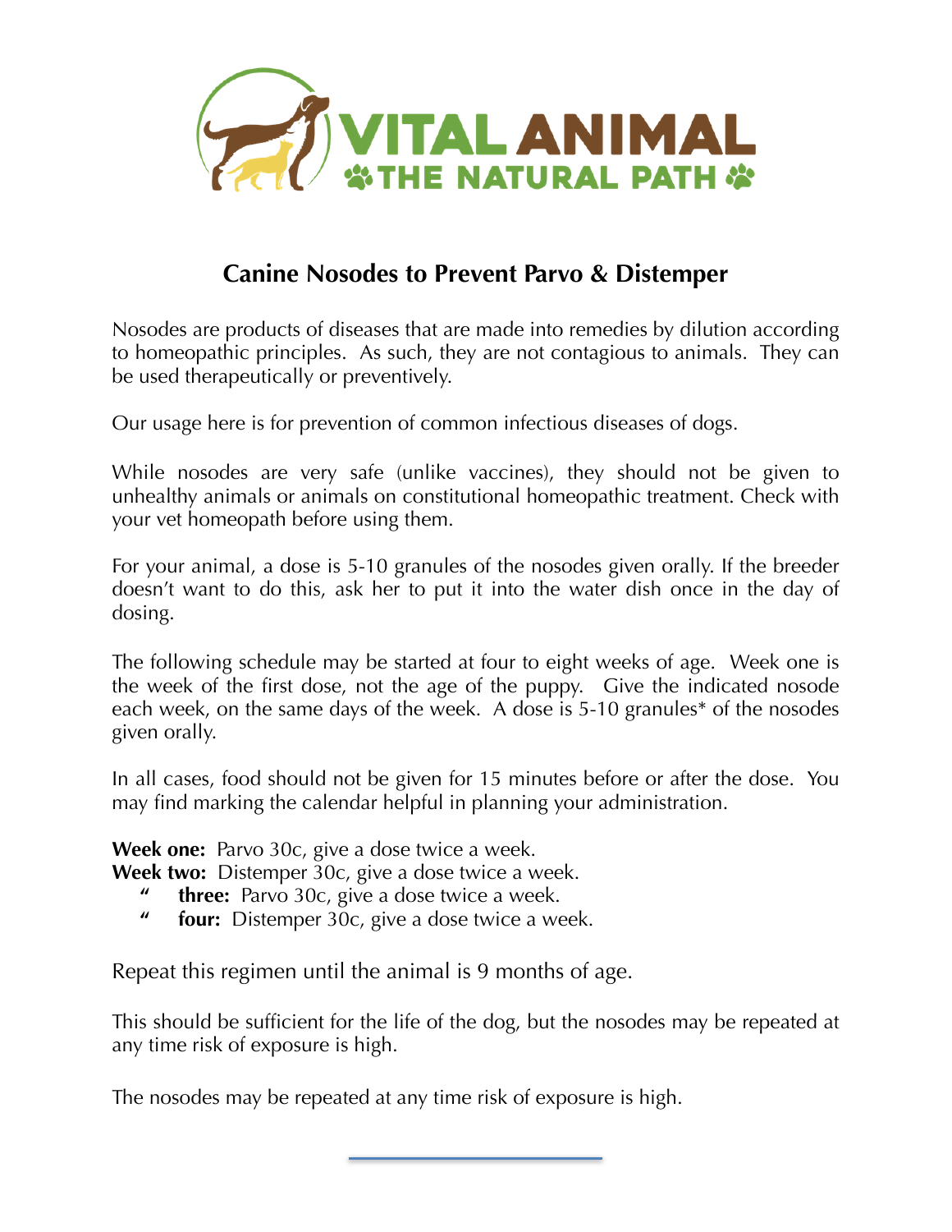VITAL ANIMAL

THE NATURAL PATH

# Canine Nosodes to Prevent Parvo & Distemper

Nosodes are products of diseases that are made into remedies by dilution according to homeopathic principles. As such, they are not contagious to animals. They can be used therapeutically or preventively.

Our usage here is for prevention of common infectious diseases of dogs.

While nosodes are very safe (unlike vaccines), they should not be given to unhealthy animals or animals on constitutional homeopathic treatment. Check with your vet homeopath before using them.

For your animal, a dose is 5-10 granules of the nosodes given orally. If the breeder doesn't want to do this, ask her to put it into the water dish once in the day of dosing.

The following schedule may be started at four to eight weeks of age. Week one is the week of the first dose, not the age of the puppy. Give the indicated nosode each week, on the same days of the week. A dose is 5-10 granules* of the nosodes given orally.

In all cases, food should not be given for 15 minutes before or after the dose. You may find marking the calendar helpful in planning your administration.

**Week one:** Parvo 30c, give a dose twice a week.
**Week two:** Distemper 30c, give a dose twice a week.
" **three:** Parvo 30c, give a dose twice a week.
" **four:** Distemper 30c, give a dose twice a week.

Repeat this regimen until the animal is 9 months of age.

This should be sufficient for the life of the dog, but the nosodes may be repeated at any time risk of exposure is high.

The nosodes may be repeated at any time risk of exposure is high.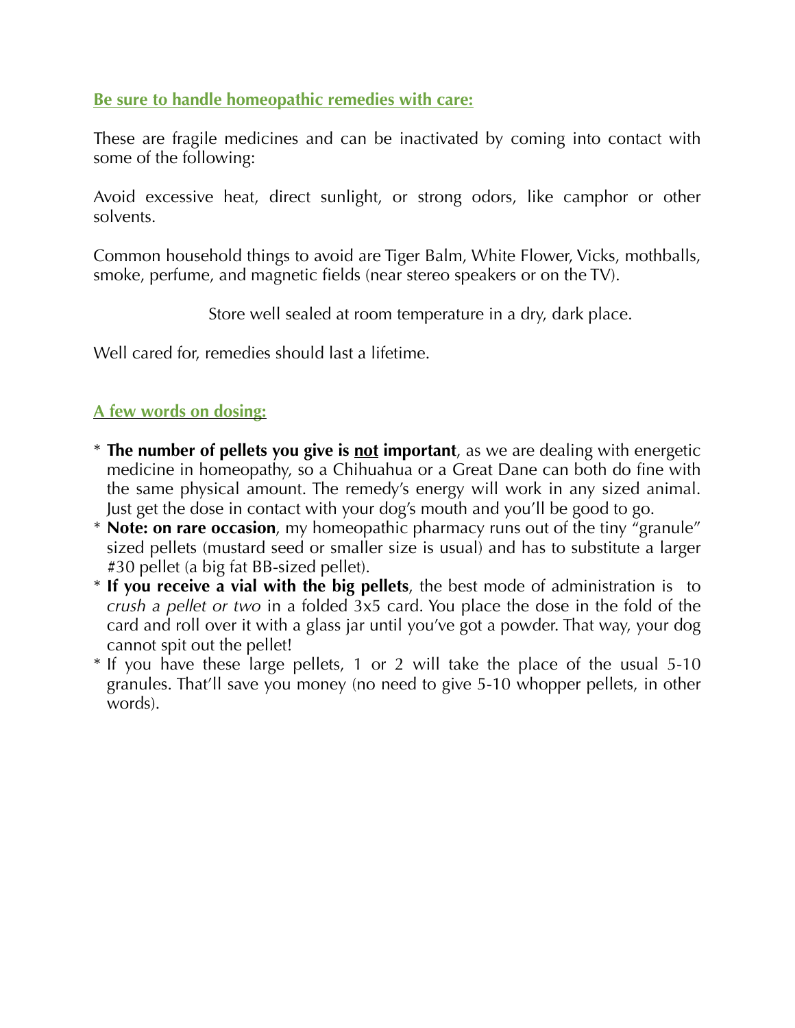**Be sure to handle homeopathic remedies with care:**

These are fragile medicines and can be inactivated by coming into contact with some of the following:

Avoid excessive heat, direct sunlight, or strong odors, like camphor or other solvents.

Common household things to avoid are Tiger Balm, White Flower, Vicks, mothballs, smoke, perfume, and magnetic fields (near stereo speakers or on the TV).

Store well sealed at room temperature in a dry, dark place.

Well cared for, remedies should last a lifetime.

**A few words on dosing:**

* **The number of pellets you give is <u>not</u> important**, as we are dealing with energetic medicine in homeopathy, so a Chihuahua or a Great Dane can both do fine with the same physical amount. The remedy's energy will work in any sized animal. Just get the dose in contact with your dog's mouth and you'll be good to go.
* **Note: on rare occasion**, my homeopathic pharmacy runs out of the tiny "granule" sized pellets (mustard seed or smaller size is usual) and has to substitute a larger #30 pellet (a big fat BB-sized pellet).
* **If you receive a vial with the big pellets**, the best mode of administration is to *crush a pellet or two* in a folded 3x5 card. You place the dose in the fold of the card and roll over it with a glass jar until you've got a powder. That way, your dog cannot spit out the pellet!
* If you have these large pellets, 1 or 2 will take the place of the usual 5-10 granules. That'll save you money (no need to give 5-10 whopper pellets, in other words).